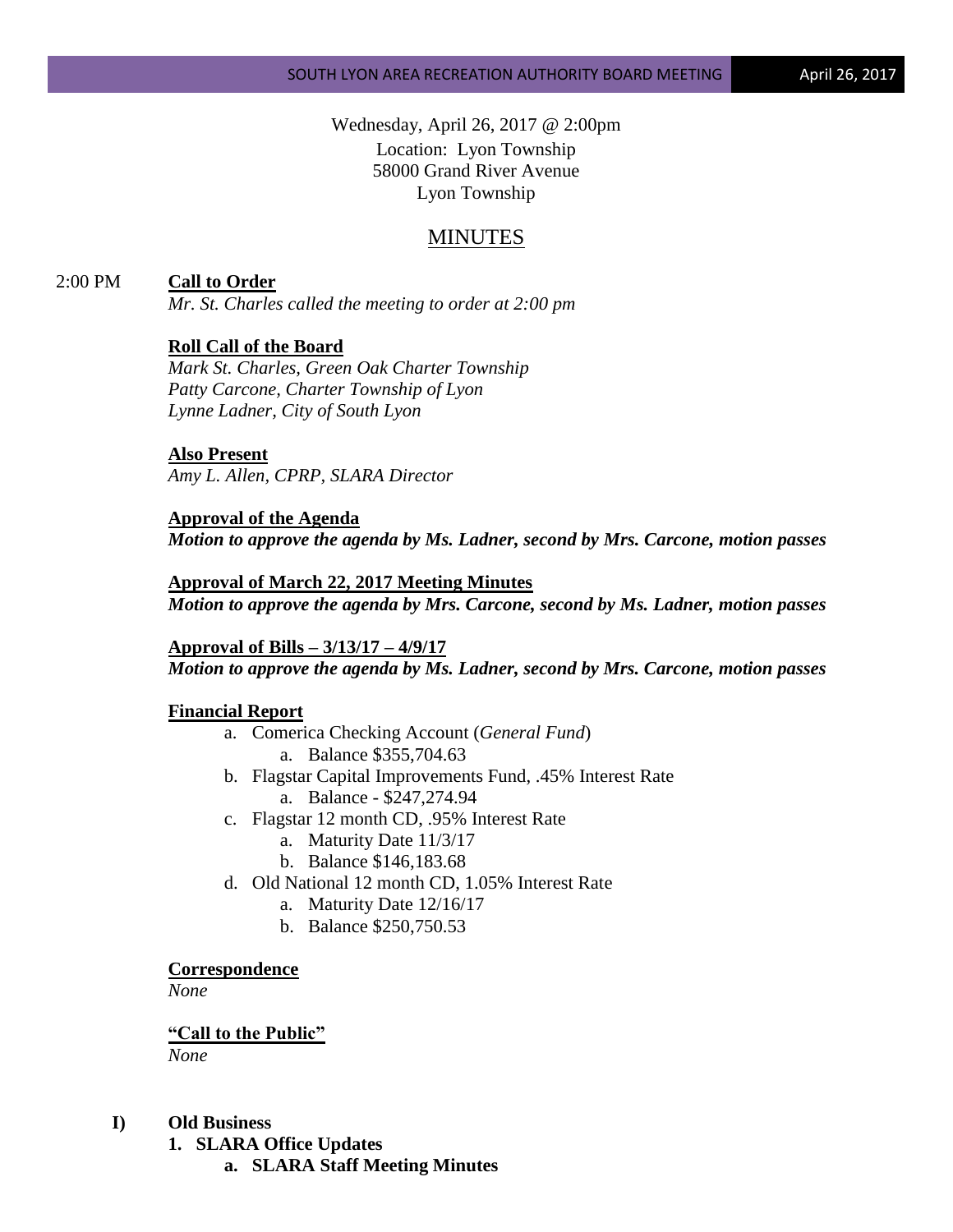Wednesday, April 26, 2017 @ 2:00pm
Location: Lyon Township
58000 Grand River Avenue
Lyon Township

# MINUTES

2:00 PM **Call to Order**

*Mr. St. Charles called the meeting to order at 2:00 pm*

**Roll Call of the Board**

*Mark St. Charles, Green Oak Charter Township*
*Patty Carcone, Charter Township of Lyon*
*Lynne Ladner, City of South Lyon*

**Also Present**

*Amy L. Allen, CPRP, SLARA Director*

**Approval of the Agenda**

***Motion to approve the agenda by Ms. Ladner, second by Mrs. Carcone, motion passes***

**Approval of March 22, 2017 Meeting Minutes**

***Motion to approve the agenda by Mrs. Carcone, second by Ms. Ladner, motion passes***

**Approval of Bills – 3/13/17 – 4/9/17**

***Motion to approve the agenda by Ms. Ladner, second by Mrs. Carcone, motion passes***

**Financial Report**

a. Comerica Checking Account (*General Fund*)
   a. Balance $355,704.63
b. Flagstar Capital Improvements Fund, .45% Interest Rate
   a. Balance - $247,274.94
c. Flagstar 12 month CD, .95% Interest Rate
   a. Maturity Date 11/3/17
   b. Balance $146,183.68
d. Old National 12 month CD, 1.05% Interest Rate
   a. Maturity Date 12/16/17
   b. Balance $250,750.53

**Correspondence**

*None*

**"Call to the Public"**

*None*

**I) Old Business**

**1. SLARA Office Updates**

**a. SLARA Staff Meeting Minutes**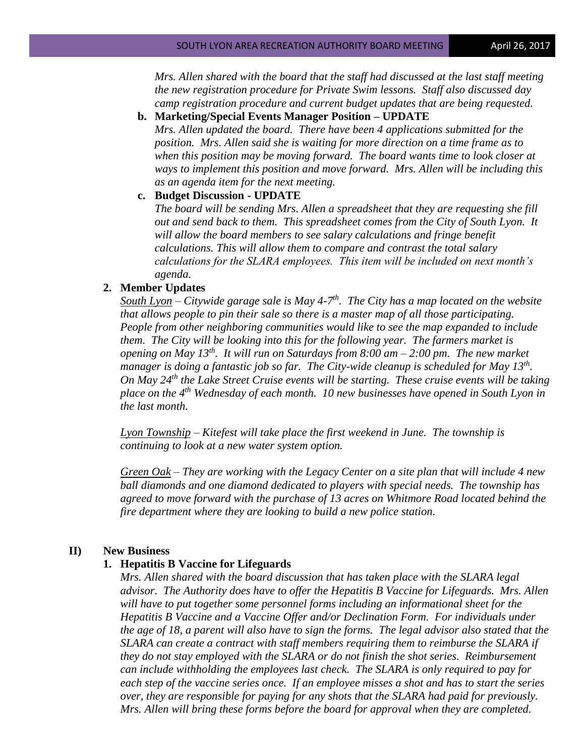*Mrs. Allen shared with the board that the staff had discussed at the last staff meeting the new registration procedure for Private Swim lessons. Staff also discussed day camp registration procedure and current budget updates that are being requested.*

**b. Marketing/Special Events Manager Position – UPDATE**

*Mrs. Allen updated the board. There have been 4 applications submitted for the position. Mrs. Allen said she is waiting for more direction on a time frame as to when this position may be moving forward. The board wants time to look closer at ways to implement this position and move forward. Mrs. Allen will be including this as an agenda item for the next meeting.*

**c. Budget Discussion - UPDATE**

*The board will be sending Mrs. Allen a spreadsheet that they are requesting she fill out and send back to them. This spreadsheet comes from the City of South Lyon. It will allow the board members to see salary calculations and fringe benefit calculations. This will allow them to compare and contrast the total salary calculations for the SLARA employees. This item will be included on next month's agenda.*

**2. Member Updates**

South Lyon *– Citywide garage sale is May 4-7th. The City has a map located on the website that allows people to pin their sale so there is a master map of all those participating. People from other neighboring communities would like to see the map expanded to include them. The City will be looking into this for the following year. The farmers market is opening on May 13th. It will run on Saturdays from 8:00 am – 2:00 pm. The new market manager is doing a fantastic job so far. The City-wide cleanup is scheduled for May 13th. On May 24th the Lake Street Cruise events will be starting. These cruise events will be taking place on the 4th Wednesday of each month. 10 new businesses have opened in South Lyon in the last month.*

Lyon Township *– Kitefest will take place the first weekend in June. The township is continuing to look at a new water system option.*

Green Oak *– They are working with the Legacy Center on a site plan that will include 4 new ball diamonds and one diamond dedicated to players with special needs. The township has agreed to move forward with the purchase of 13 acres on Whitmore Road located behind the fire department where they are looking to build a new police station.*

## II) New Business

**1. Hepatitis B Vaccine for Lifeguards**

*Mrs. Allen shared with the board discussion that has taken place with the SLARA legal advisor. The Authority does have to offer the Hepatitis B Vaccine for Lifeguards. Mrs. Allen will have to put together some personnel forms including an informational sheet for the Hepatitis B Vaccine and a Vaccine Offer and/or Declination Form. For individuals under the age of 18, a parent will also have to sign the forms. The legal advisor also stated that the SLARA can create a contract with staff members requiring them to reimburse the SLARA if they do not stay employed with the SLARA or do not finish the shot series. Reimbursement can include withholding the employees last check. The SLARA is only required to pay for each step of the vaccine series once. If an employee misses a shot and has to start the series over, they are responsible for paying for any shots that the SLARA had paid for previously. Mrs. Allen will bring these forms before the board for approval when they are completed.*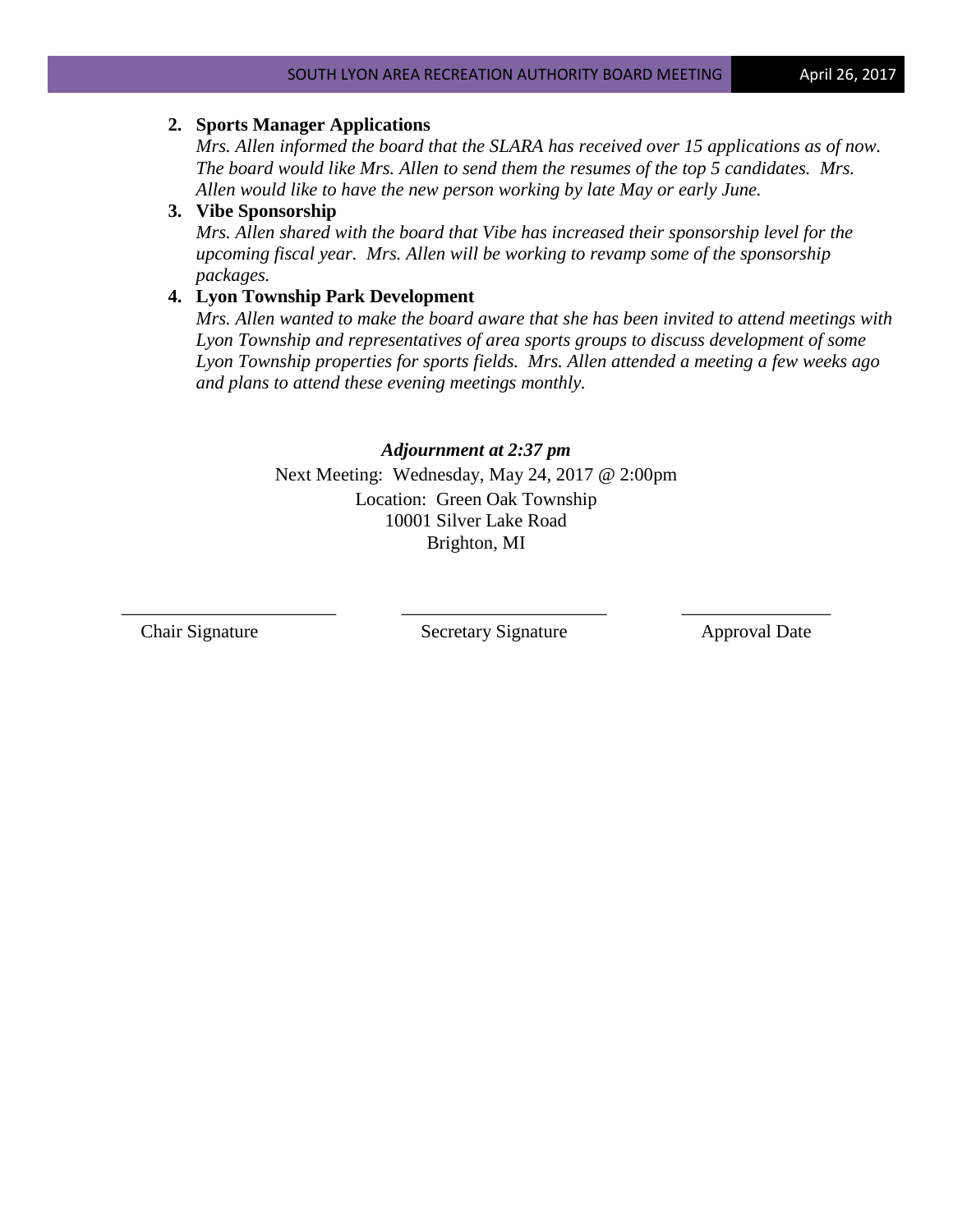2. **Sports Manager Applications**
   *Mrs. Allen informed the board that the SLARA has received over 15 applications as of now. The board would like Mrs. Allen to send them the resumes of the top 5 candidates. Mrs. Allen would like to have the new person working by late May or early June.*
3. **Vibe Sponsorship**
   *Mrs. Allen shared with the board that Vibe has increased their sponsorship level for the upcoming fiscal year. Mrs. Allen will be working to revamp some of the sponsorship packages.*
4. **Lyon Township Park Development**
   *Mrs. Allen wanted to make the board aware that she has been invited to attend meetings with Lyon Township and representatives of area sports groups to discuss development of some Lyon Township properties for sports fields. Mrs. Allen attended a meeting a few weeks ago and plans to attend these evening meetings monthly.*

***Adjournment at 2:37 pm***

Next Meeting: Wednesday, May 24, 2017 @ 2:00pm
Location: Green Oak Township
10001 Silver Lake Road
Brighton, MI

______________________ Chair Signature

______________________ Secretary Signature

________________ Approval Date